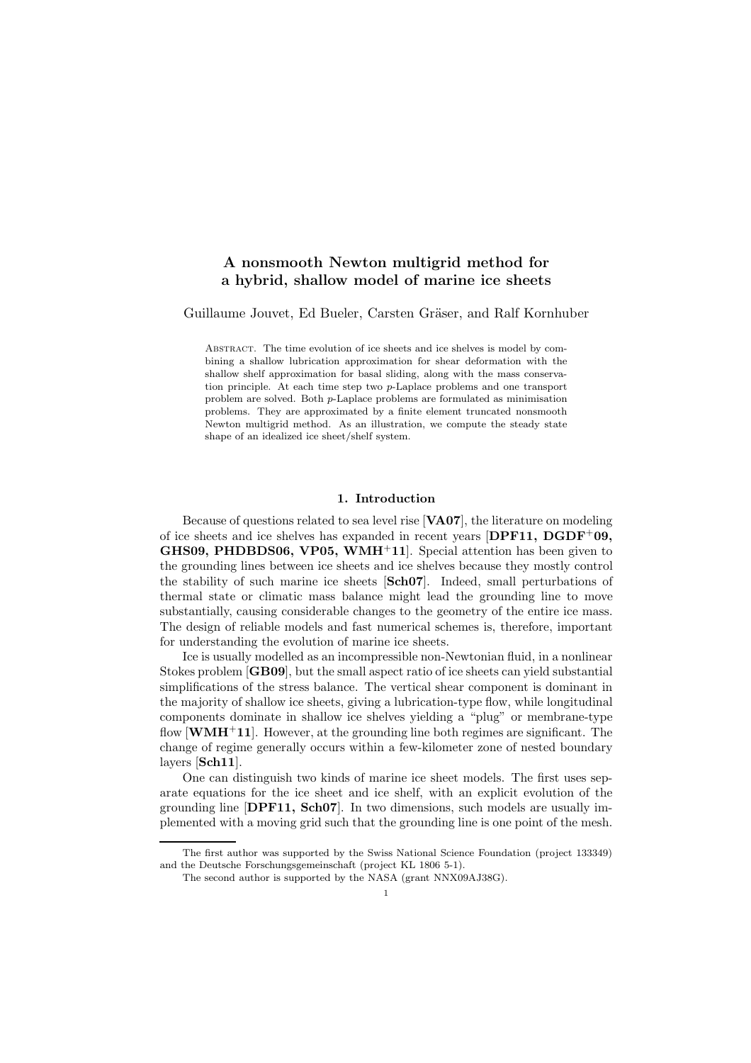# A nonsmooth Newton multigrid method for a hybrid, shallow model of marine ice sheets

Guillaume Jouvet, Ed Bueler, Carsten Gräser, and Ralf Kornhuber

Abstract. The time evolution of ice sheets and ice shelves is model by combining a shallow lubrication approximation for shear deformation with the shallow shelf approximation for basal sliding, along with the mass conservation principle. At each time step two $p$-Laplace problems and one transport problem are solved. Both $p$-Laplace problems are formulated as minimisation problems. They are approximated by a finite element truncated nonsmooth Newton multigrid method. As an illustration, we compute the steady state shape of an idealized ice sheet/shelf system.

## 1. Introduction

Because of questions related to sea level rise [**VA07**], the literature on modeling of ice sheets and ice shelves has expanded in recent years [**DPF11, DGDF**[+]**09, GHS09, PHDBDS06, VP05, WMH**[+]**11**]. Special attention has been given to the grounding lines between ice sheets and ice shelves because they mostly control the stability of such marine ice sheets [**Sch07**]. Indeed, small perturbations of thermal state or climatic mass balance might lead the grounding line to move substantially, causing considerable changes to the geometry of the entire ice mass. The design of reliable models and fast numerical schemes is, therefore, important for understanding the evolution of marine ice sheets.

Ice is usually modelled as an incompressible non-Newtonian fluid, in a nonlinear Stokes problem [**GB09**], but the small aspect ratio of ice sheets can yield substantial simplifications of the stress balance. The vertical shear component is dominant in the majority of shallow ice sheets, giving a lubrication-type flow, while longitudinal components dominate in shallow ice shelves yielding a "plug" or membrane-type flow [**WMH**[+]**11**]. However, at the grounding line both regimes are significant. The change of regime generally occurs within a few-kilometer zone of nested boundary layers [**Sch11**].

One can distinguish two kinds of marine ice sheet models. The first uses separate equations for the ice sheet and ice shelf, with an explicit evolution of the grounding line [**DPF11, Sch07**]. In two dimensions, such models are usually implemented with a moving grid such that the grounding line is one point of the mesh.

The first author was supported by the Swiss National Science Foundation (project 133349) and the Deutsche Forschungsgemeinschaft (project KL 1806 5-1).

The second author is supported by the NASA (grant NNX09AJ38G).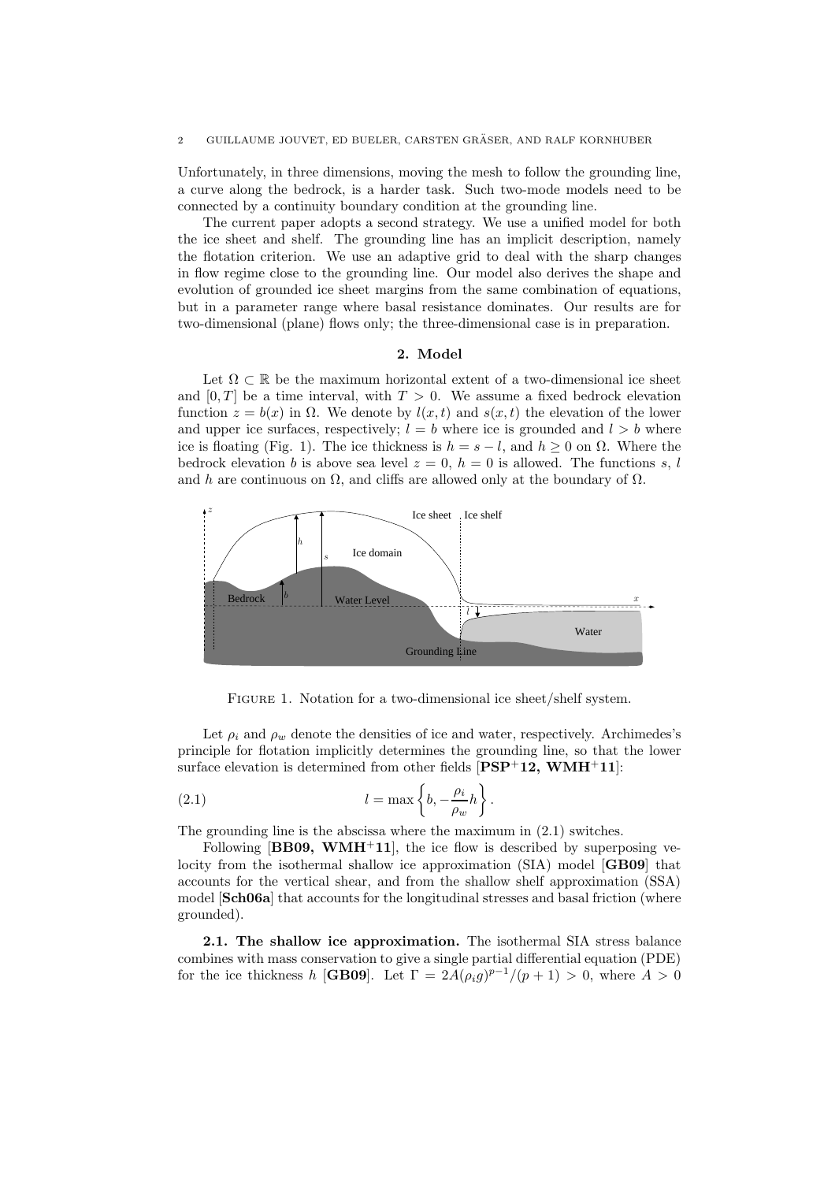Unfortunately, in three dimensions, moving the mesh to follow the grounding line, a curve along the bedrock, is a harder task. Such two-mode models need to be connected by a continuity boundary condition at the grounding line.

The current paper adopts a second strategy. We use a unified model for both the ice sheet and shelf. The grounding line has an implicit description, namely the flotation criterion. We use an adaptive grid to deal with the sharp changes in flow regime close to the grounding line. Our model also derives the shape and evolution of grounded ice sheet margins from the same combination of equations, but in a parameter range where basal resistance dominates. Our results are for two-dimensional (plane) flows only; the three-dimensional case is in preparation.

## 2. Model

Let $\Omega \subset \mathbb{R}$ be the maximum horizontal extent of a two-dimensional ice sheet and $[0, T]$ be a time interval, with $T > 0$. We assume a fixed bedrock elevation function $z = b(x)$ in $\Omega$. We denote by $l(x, t)$ and $s(x, t)$ the elevation of the lower and upper ice surfaces, respectively; $l = b$ where ice is grounded and $l > b$ where ice is floating (Fig. 1). The ice thickness is $h = s - l$, and $h \geq 0$ on $\Omega$. Where the bedrock elevation $b$ is above sea level $z = 0$, $h = 0$ is allowed. The functions $s$, $l$ and $h$ are continuous on $\Omega$, and cliffs are allowed only at the boundary of $\Omega$.

Figure 1. Notation for a two-dimensional ice sheet/shelf system.

Let $\rho_i$ and $\rho_w$ denote the densities of ice and water, respectively. Archimedes's principle for flotation implicitly determines the grounding line, so that the lower surface elevation is determined from other fields [**PSP+12, WMH+11**]:

$$l = \max \left\{ b, -\frac{\rho_i}{\rho_w} h \right\}. \tag{2.1}$$

The grounding line is the abscissa where the maximum in (2.1) switches.

Following [**BB09, WMH+11**], the ice flow is described by superposing velocity from the isothermal shallow ice approximation (SIA) model [**GB09**] that accounts for the vertical shear, and from the shallow shelf approximation (SSA) model [**Sch06a**] that accounts for the longitudinal stresses and basal friction (where grounded).

**2.1. The shallow ice approximation.** The isothermal SIA stress balance combines with mass conservation to give a single partial differential equation (PDE) for the ice thickness $h$ [**GB09**]. Let $\Gamma = 2A(\rho_i g)^{p-1}/(p+1) > 0$, where $A > 0$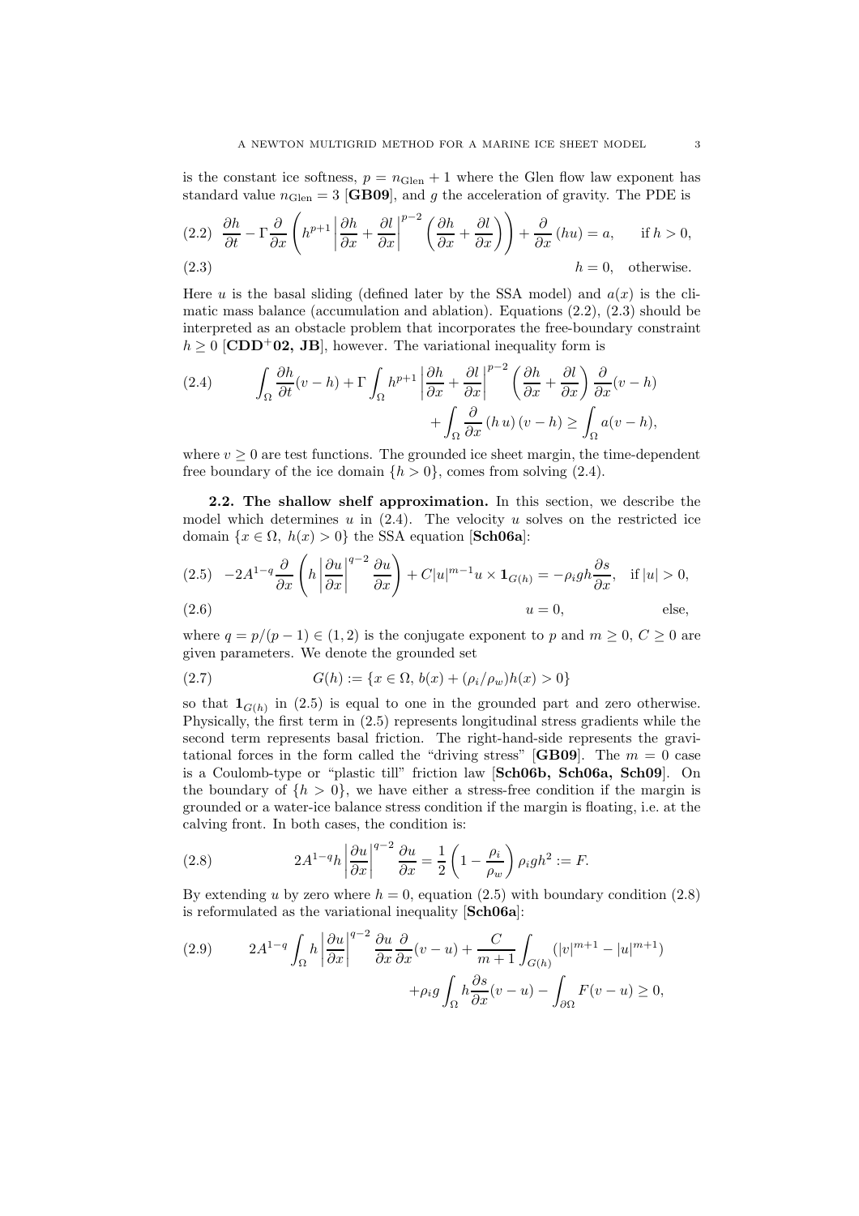is the constant ice softness, $p = n_{\mathrm{Glen}} + 1$ where the Glen flow law exponent has standard value $n_{\mathrm{Glen}} = 3$ [**GB09**], and $g$ the acceleration of gravity. The PDE is

$$\frac{\partial h}{\partial t} - \Gamma \frac{\partial}{\partial x}\left( h^{p+1} \left| \frac{\partial h}{\partial x} + \frac{\partial l}{\partial x} \right|^{p-2} \left( \frac{\partial h}{\partial x} + \frac{\partial l}{\partial x} \right) \right) + \frac{\partial}{\partial x}(hu) = a, \quad \text{if } h > 0, \tag{2.2}$$

$$h = 0, \quad \text{otherwise.} \tag{2.3}$$

Here $u$ is the basal sliding (defined later by the SSA model) and $a(x)$ is the climatic mass balance (accumulation and ablation). Equations (2.2), (2.3) should be interpreted as an obstacle problem that incorporates the free-boundary constraint $h \geq 0$ [**CDD**[+]**02, JB**], however. The variational inequality form is

$$\int_\Omega \frac{\partial h}{\partial t}(v-h) + \Gamma \int_\Omega h^{p+1} \left| \frac{\partial h}{\partial x} + \frac{\partial l}{\partial x} \right|^{p-2} \left( \frac{\partial h}{\partial x} + \frac{\partial l}{\partial x} \right) \frac{\partial}{\partial x}(v-h) + \int_\Omega \frac{\partial}{\partial x}(h\, u)\,(v-h) \geq \int_\Omega a(v-h), \tag{2.4}$$

where $v \geq 0$ are test functions. The grounded ice sheet margin, the time-dependent free boundary of the ice domain $\{h > 0\}$, comes from solving (2.4).

**2.2. The shallow shelf approximation.** In this section, we describe the model which determines $u$ in (2.4). The velocity $u$ solves on the restricted ice domain $\{x \in \Omega,\ h(x) > 0\}$ the SSA equation [**Sch06a**]:

$$-2A^{1-q} \frac{\partial}{\partial x}\left( h \left| \frac{\partial u}{\partial x} \right|^{q-2} \frac{\partial u}{\partial x} \right) + C|u|^{m-1}u \times \mathbf{1}_{G(h)} = -\rho_i g h \frac{\partial s}{\partial x}, \quad \text{if } |u| > 0, \tag{2.5}$$

$$u = 0, \qquad \text{else,} \tag{2.6}$$

where $q = p/(p-1) \in (1,2)$ is the conjugate exponent to $p$ and $m \geq 0$, $C \geq 0$ are given parameters. We denote the grounded set

$$G(h) := \{x \in \Omega,\ b(x) + (\rho_i/\rho_w)h(x) > 0\} \tag{2.7}$$

so that $\mathbf{1}_{G(h)}$ in (2.5) is equal to one in the grounded part and zero otherwise. Physically, the first term in (2.5) represents longitudinal stress gradients while the second term represents basal friction. The right-hand-side represents the gravitational forces in the form called the "driving stress" [**GB09**]. The $m = 0$ case is a Coulomb-type or "plastic till" friction law [**Sch06b, Sch06a, Sch09**]. On the boundary of $\{h > 0\}$, we have either a stress-free condition if the margin is grounded or a water-ice balance stress condition if the margin is floating, i.e. at the calving front. In both cases, the condition is:

$$2A^{1-q} h \left| \frac{\partial u}{\partial x} \right|^{q-2} \frac{\partial u}{\partial x} = \frac{1}{2}\left(1 - \frac{\rho_i}{\rho_w}\right)\rho_i g h^2 := F. \tag{2.8}$$

By extending $u$ by zero where $h = 0$, equation (2.5) with boundary condition (2.8) is reformulated as the variational inequality [**Sch06a**]:

$$2A^{1-q} \int_\Omega h \left| \frac{\partial u}{\partial x} \right|^{q-2} \frac{\partial u}{\partial x} \frac{\partial}{\partial x}(v-u) + \frac{C}{m+1}\int_{G(h)} (|v|^{m+1} - |u|^{m+1}) + \rho_i g \int_\Omega h \frac{\partial s}{\partial x}(v-u) - \int_{\partial\Omega} F(v-u) \geq 0, \tag{2.9}$$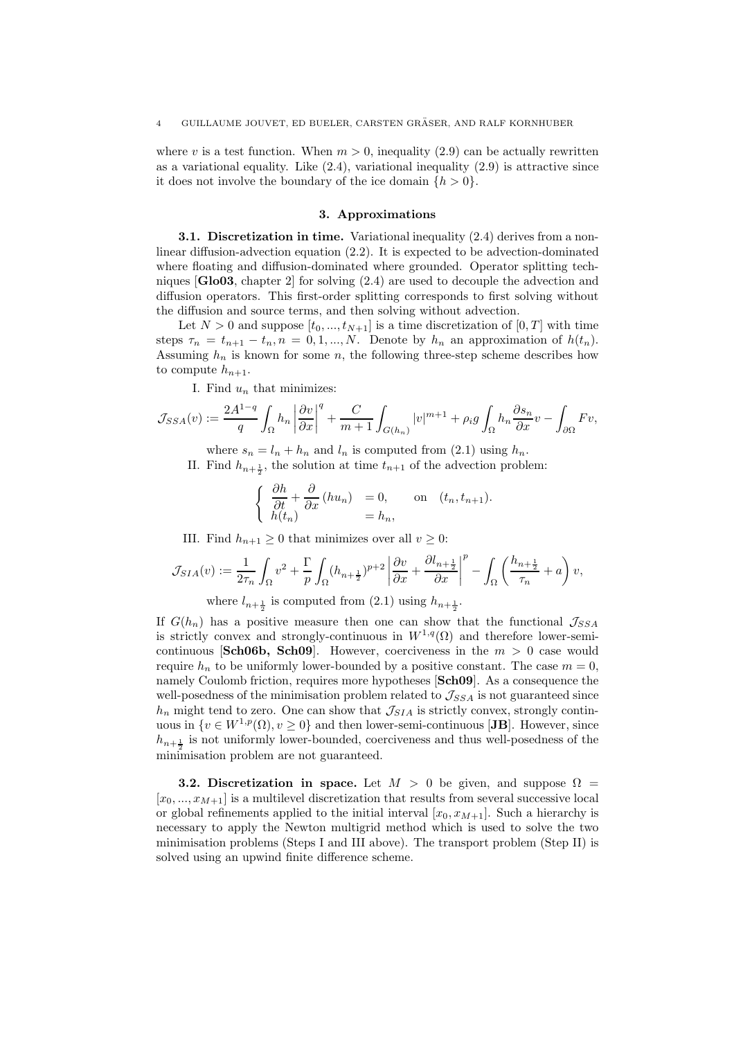where $v$ is a test function. When $m > 0$, inequality (2.9) can be actually rewritten as a variational equality. Like (2.4), variational inequality (2.9) is attractive since it does not involve the boundary of the ice domain $\{h > 0\}$.

## 3. Approximations

**3.1. Discretization in time.** Variational inequality (2.4) derives from a nonlinear diffusion-advection equation (2.2). It is expected to be advection-dominated where floating and diffusion-dominated where grounded. Operator splitting techniques [**Glo03**, chapter 2] for solving (2.4) are used to decouple the advection and diffusion operators. This first-order splitting corresponds to first solving without the diffusion and source terms, and then solving without advection.

Let $N > 0$ and suppose $[t_0, ..., t_{N+1}]$ is a time discretization of $[0, T]$ with time steps $\tau_n = t_{n+1} - t_n, n = 0, 1, ..., N$. Denote by $h_n$ an approximation of $h(t_n)$. Assuming $h_n$ is known for some $n$, the following three-step scheme describes how to compute $h_{n+1}$.

I. Find $u_n$ that minimizes:

$$\mathcal{J}_{SSA}(v) := \frac{2A^{1-q}}{q} \int_\Omega h_n \left|\frac{\partial v}{\partial x}\right|^q + \frac{C}{m+1} \int_{G(h_n)} |v|^{m+1} + \rho_i g \int_\Omega h_n \frac{\partial s_n}{\partial x} v - \int_{\partial\Omega} F v,$$

where $s_n = l_n + h_n$ and $l_n$ is computed from (2.1) using $h_n$.

II. Find $h_{n+\frac{1}{2}}$, the solution at time $t_{n+1}$ of the advection problem:

$$\begin{cases} \dfrac{\partial h}{\partial t} + \dfrac{\partial}{\partial x}(h u_n) &= 0, \qquad \text{on} \quad (t_n, t_{n+1}). \\ h(t_n) &= h_n, \end{cases}$$

III. Find $h_{n+1} \geq 0$ that minimizes over all $v \geq 0$:

$$\mathcal{J}_{SIA}(v) := \frac{1}{2\tau_n} \int_\Omega v^2 + \frac{\Gamma}{p} \int_\Omega (h_{n+\frac{1}{2}})^{p+2} \left|\frac{\partial v}{\partial x} + \frac{\partial l_{n+\frac{1}{2}}}{\partial x}\right|^p - \int_\Omega \left(\frac{h_{n+\frac{1}{2}}}{\tau_n} + a\right) v,$$

where $l_{n+\frac{1}{2}}$ is computed from (2.1) using $h_{n+\frac{1}{2}}$.

If $G(h_n)$ has a positive measure then one can show that the functional $\mathcal{J}_{SSA}$ is strictly convex and strongly-continuous in $W^{1,q}(\Omega)$ and therefore lower-semi-continuous [**Sch06b, Sch09**]. However, coerciveness in the $m > 0$ case would require $h_n$ to be uniformly lower-bounded by a positive constant. The case $m = 0$, namely Coulomb friction, requires more hypotheses [**Sch09**]. As a consequence the well-posedness of the minimisation problem related to $\mathcal{J}_{SSA}$ is not guaranteed since $h_n$ might tend to zero. One can show that $\mathcal{J}_{SIA}$ is strictly convex, strongly continuous in $\{v \in W^{1,p}(\Omega), v \geq 0\}$ and then lower-semi-continuous [**JB**]. However, since $h_{n+\frac{1}{2}}$ is not uniformly lower-bounded, coerciveness and thus well-posedness of the minimisation problem are not guaranteed.

**3.2. Discretization in space.** Let $M > 0$ be given, and suppose $\Omega = [x_0, ..., x_{M+1}]$ is a multilevel discretization that results from several successive local or global refinements applied to the initial interval $[x_0, x_{M+1}]$. Such a hierarchy is necessary to apply the Newton multigrid method which is used to solve the two minimisation problems (Steps I and III above). The transport problem (Step II) is solved using an upwind finite difference scheme.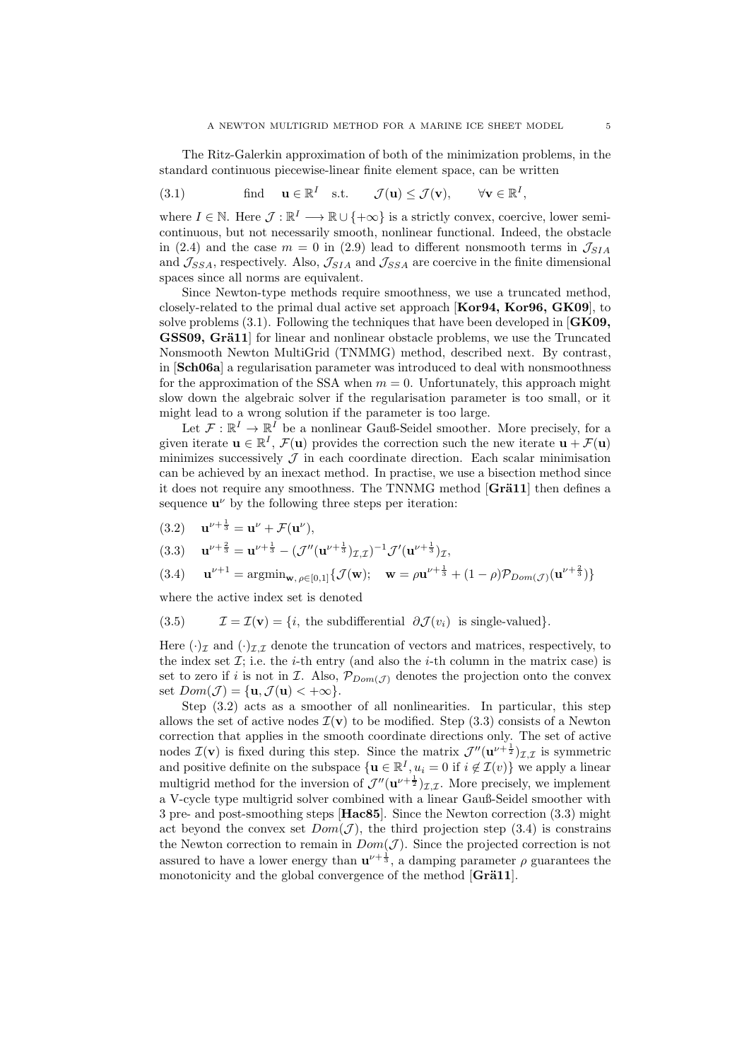The Ritz-Galerkin approximation of both of the minimization problems, in the standard continuous piecewise-linear finite element space, can be written

$$\text{find} \quad \mathbf{u} \in \mathbb{R}^I \quad \text{s.t.} \quad \mathcal{J}(\mathbf{u}) \leq \mathcal{J}(\mathbf{v}), \qquad \forall \mathbf{v} \in \mathbb{R}^I, \tag{3.1}$$

where $I \in \mathbb{N}$. Here $\mathcal{J} : \mathbb{R}^I \longrightarrow \mathbb{R} \cup \{+\infty\}$ is a strictly convex, coercive, lower semi-continuous, but not necessarily smooth, nonlinear functional. Indeed, the obstacle in (2.4) and the case $m = 0$ in (2.9) lead to different nonsmooth terms in $\mathcal{J}_{SIA}$ and $\mathcal{J}_{SSA}$, respectively. Also, $\mathcal{J}_{SIA}$ and $\mathcal{J}_{SSA}$ are coercive in the finite dimensional spaces since all norms are equivalent.

Since Newton-type methods require smoothness, we use a truncated method, closely-related to the primal dual active set approach [**Kor94, Kor96, GK09**], to solve problems (3.1). Following the techniques that have been developed in [**GK09, GSS09, Grä11**] for linear and nonlinear obstacle problems, we use the Truncated Nonsmooth Newton MultiGrid (TNMMG) method, described next. By contrast, in [**Sch06a**] a regularisation parameter was introduced to deal with nonsmoothness for the approximation of the SSA when $m = 0$. Unfortunately, this approach might slow down the algebraic solver if the regularisation parameter is too small, or it might lead to a wrong solution if the parameter is too large.

Let $\mathcal{F} : \mathbb{R}^I \to \mathbb{R}^I$ be a nonlinear Gauß-Seidel smoother. More precisely, for a given iterate $\mathbf{u} \in \mathbb{R}^I$, $\mathcal{F}(\mathbf{u})$ provides the correction such the new iterate $\mathbf{u} + \mathcal{F}(\mathbf{u})$ minimizes successively $\mathcal{J}$ in each coordinate direction. Each scalar minimisation can be achieved by an inexact method. In practise, we use a bisection method since it does not require any smoothness. The TNNMG method [**Grä11**] then defines a sequence $\mathbf{u}^\nu$ by the following three steps per iteration:

$$\mathbf{u}^{\nu+\frac{1}{3}} = \mathbf{u}^\nu + \mathcal{F}(\mathbf{u}^\nu), \tag{3.2}$$

$$\mathbf{u}^{\nu+\frac{2}{3}} = \mathbf{u}^{\nu+\frac{1}{3}} - (\mathcal{J}''(\mathbf{u}^{\nu+\frac{1}{3}})_{\mathcal{I},\mathcal{I}})^{-1}\mathcal{J}'(\mathbf{u}^{\nu+\frac{1}{3}})_{\mathcal{I}}, \tag{3.3}$$

$$\mathbf{u}^{\nu+1} = \operatorname{argmin}_{\mathbf{w},\, \rho\in[0,1]}\{\mathcal{J}(\mathbf{w}); \quad \mathbf{w} = \rho\mathbf{u}^{\nu+\frac{1}{3}} + (1-\rho)\mathcal{P}_{Dom(\mathcal{J})}(\mathbf{u}^{\nu+\frac{2}{3}})\} \tag{3.4}$$

where the active index set is denoted

$$\mathcal{I} = \mathcal{I}(\mathbf{v}) = \{i, \text{ the subdifferential } \ \partial\mathcal{J}(v_i) \ \text{ is single-valued}\}. \tag{3.5}$$

Here $(\cdot)_{\mathcal{I}}$ and $(\cdot)_{\mathcal{I},\mathcal{I}}$ denote the truncation of vectors and matrices, respectively, to the index set $\mathcal{I}$; i.e. the $i$-th entry (and also the $i$-th column in the matrix case) is set to zero if $i$ is not in $\mathcal{I}$. Also, $\mathcal{P}_{Dom(\mathcal{J})}$ denotes the projection onto the convex set $Dom(\mathcal{J}) = \{\mathbf{u}, \mathcal{J}(\mathbf{u}) < +\infty\}$.

Step (3.2) acts as a smoother of all nonlinearities. In particular, this step allows the set of active nodes $\mathcal{I}(\mathbf{v})$ to be modified. Step (3.3) consists of a Newton correction that applies in the smooth coordinate directions only. The set of active nodes $\mathcal{I}(\mathbf{v})$ is fixed during this step. Since the matrix $\mathcal{J}''(\mathbf{u}^{\nu+\frac{1}{2}})_{\mathcal{I},\mathcal{I}}$ is symmetric and positive definite on the subspace $\{\mathbf{u} \in \mathbb{R}^I, u_i = 0 \text{ if } i \notin \mathcal{I}(v)\}$ we apply a linear multigrid method for the inversion of $\mathcal{J}''(\mathbf{u}^{\nu+\frac{1}{2}})_{\mathcal{I},\mathcal{I}}$. More precisely, we implement a V-cycle type multigrid solver combined with a linear Gauß-Seidel smoother with 3 pre- and post-smoothing steps [**Hac85**]. Since the Newton correction (3.3) might act beyond the convex set $Dom(\mathcal{J})$, the third projection step (3.4) is constrains the Newton correction to remain in $Dom(\mathcal{J})$. Since the projected correction is not assured to have a lower energy than $\mathbf{u}^{\nu+\frac{1}{3}}$, a damping parameter $\rho$ guarantees the monotonicity and the global convergence of the method [**Grä11**].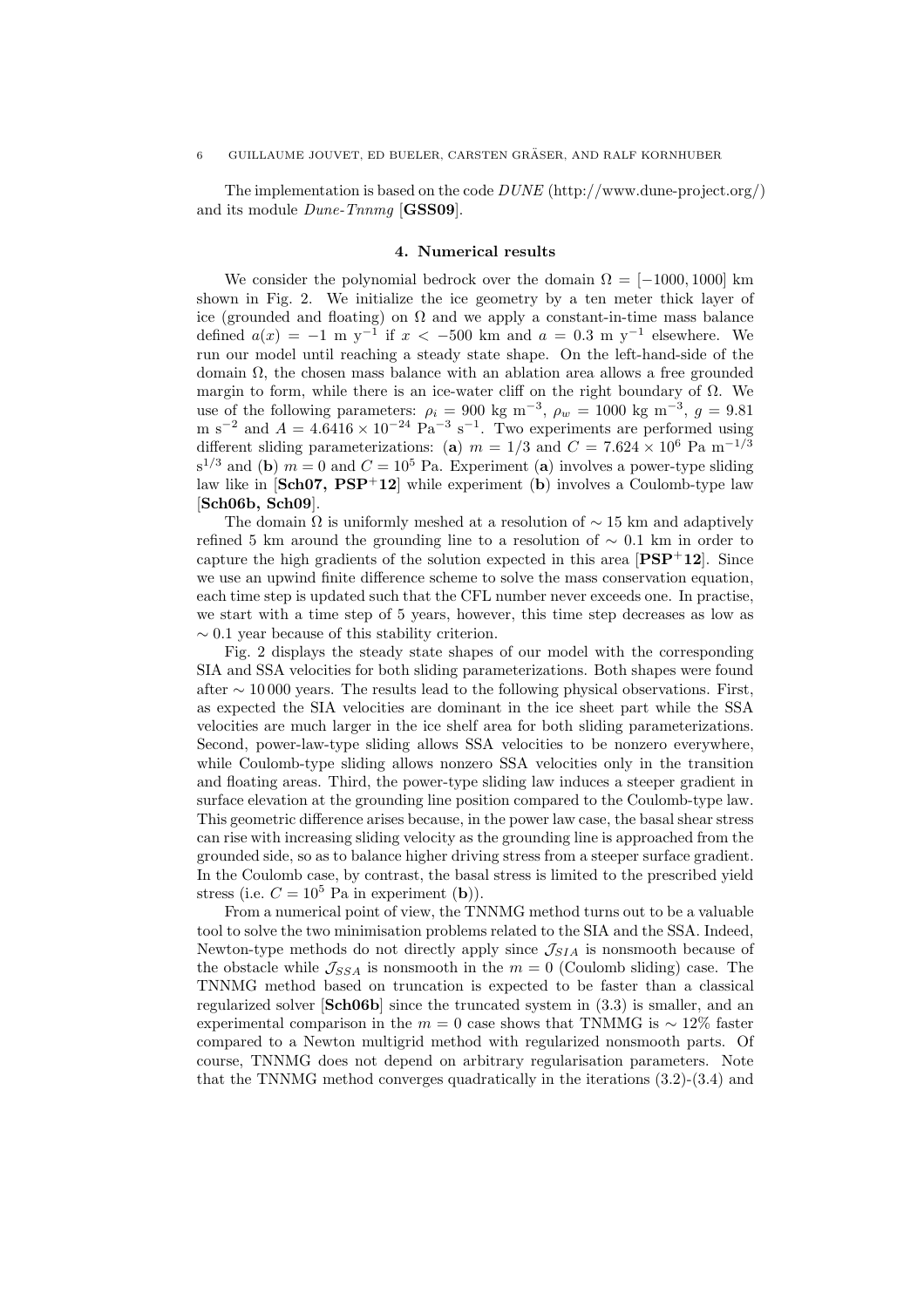The implementation is based on the code *DUNE* (http://www.dune-project.org/) and its module *Dune-Tnnmg* [**GSS09**].

## 4. Numerical results

We consider the polynomial bedrock over the domain $\Omega = [-1000, 1000]$ km shown in Fig. 2. We initialize the ice geometry by a ten meter thick layer of ice (grounded and floating) on $\Omega$ and we apply a constant-in-time mass balance defined $a(x) = -1$ m y$^{-1}$ if $x < -500$ km and $a = 0.3$ m y$^{-1}$ elsewhere. We run our model until reaching a steady state shape. On the left-hand-side of the domain $\Omega$, the chosen mass balance with an ablation area allows a free grounded margin to form, while there is an ice-water cliff on the right boundary of $\Omega$. We use of the following parameters: $\rho_i = 900$ kg m$^{-3}$, $\rho_w = 1000$ kg m$^{-3}$, $g = 9.81$ m s$^{-2}$ and $A = 4.6416 \times 10^{-24}$ Pa$^{-3}$ s$^{-1}$. Two experiments are performed using different sliding parameterizations: (**a**) $m = 1/3$ and $C = 7.624 \times 10^6$ Pa m$^{-1/3}$ s$^{1/3}$ and (**b**) $m = 0$ and $C = 10^5$ Pa. Experiment (**a**) involves a power-type sliding law like in [**Sch07, PSP**$^+$**12**] while experiment (**b**) involves a Coulomb-type law [**Sch06b, Sch09**].

The domain $\Omega$ is uniformly meshed at a resolution of $\sim 15$ km and adaptively refined 5 km around the grounding line to a resolution of $\sim 0.1$ km in order to capture the high gradients of the solution expected in this area [**PSP**$^+$**12**]. Since we use an upwind finite difference scheme to solve the mass conservation equation, each time step is updated such that the CFL number never exceeds one. In practise, we start with a time step of 5 years, however, this time step decreases as low as $\sim 0.1$ year because of this stability criterion.

Fig. 2 displays the steady state shapes of our model with the corresponding SIA and SSA velocities for both sliding parameterizations. Both shapes were found after $\sim 10\,000$ years. The results lead to the following physical observations. First, as expected the SIA velocities are dominant in the ice sheet part while the SSA velocities are much larger in the ice shelf area for both sliding parameterizations. Second, power-law-type sliding allows SSA velocities to be nonzero everywhere, while Coulomb-type sliding allows nonzero SSA velocities only in the transition and floating areas. Third, the power-type sliding law induces a steeper gradient in surface elevation at the grounding line position compared to the Coulomb-type law. This geometric difference arises because, in the power law case, the basal shear stress can rise with increasing sliding velocity as the grounding line is approached from the grounded side, so as to balance higher driving stress from a steeper surface gradient. In the Coulomb case, by contrast, the basal stress is limited to the prescribed yield stress (i.e. $C = 10^5$ Pa in experiment (**b**)).

From a numerical point of view, the TNNMG method turns out to be a valuable tool to solve the two minimisation problems related to the SIA and the SSA. Indeed, Newton-type methods do not directly apply since $\mathcal{J}_{SIA}$ is nonsmooth because of the obstacle while $\mathcal{J}_{SSA}$ is nonsmooth in the $m = 0$ (Coulomb sliding) case. The TNNMG method based on truncation is expected to be faster than a classical regularized solver [**Sch06b**] since the truncated system in (3.3) is smaller, and an experimental comparison in the $m = 0$ case shows that TNMMG is $\sim 12\%$ faster compared to a Newton multigrid method with regularized nonsmooth parts. Of course, TNNMG does not depend on arbitrary regularisation parameters. Note that the TNNMG method converges quadratically in the iterations (3.2)-(3.4) and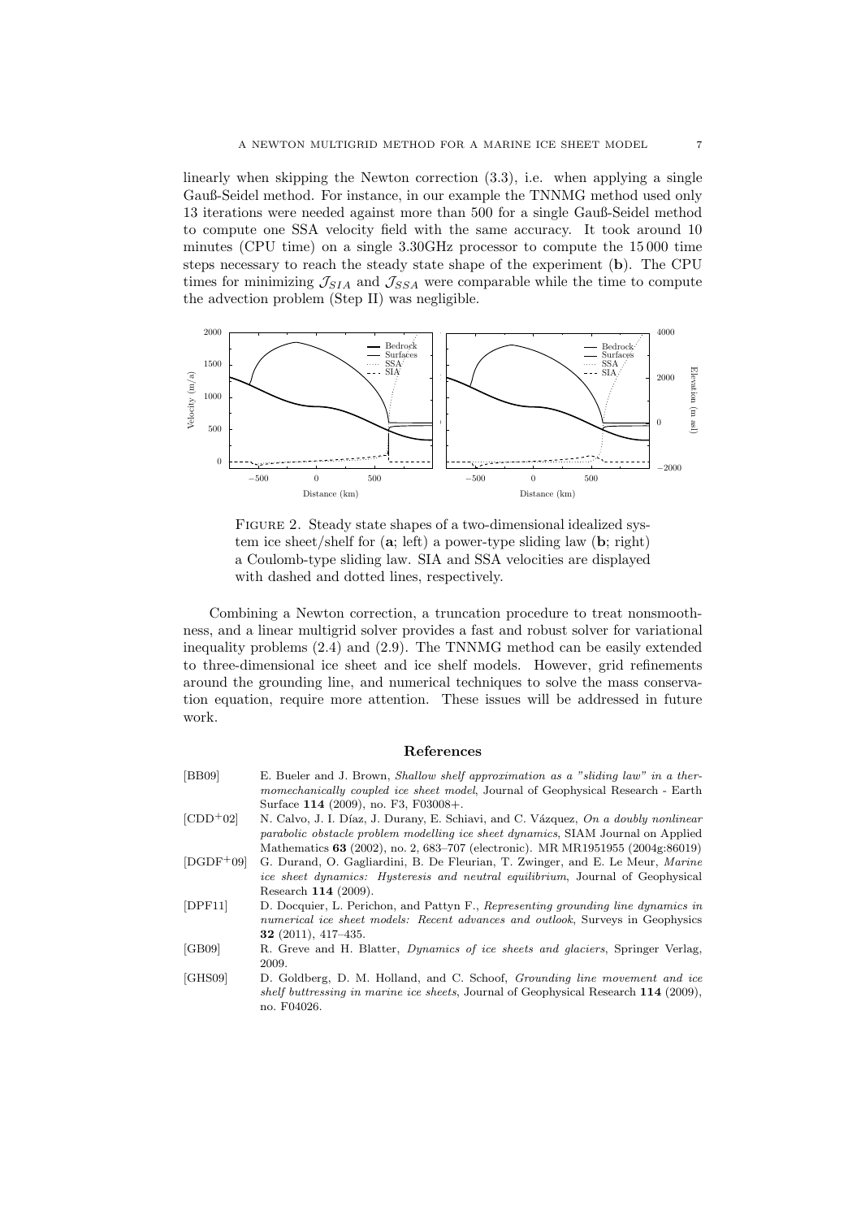linearly when skipping the Newton correction (3.3), i.e. when applying a single Gauß-Seidel method. For instance, in our example the TNNMG method used only 13 iterations were needed against more than 500 for a single Gauß-Seidel method to compute one SSA velocity field with the same accuracy. It took around 10 minutes (CPU time) on a single 3.30GHz processor to compute the 15 000 time steps necessary to reach the steady state shape of the experiment (**b**). The CPU times for minimizing $\mathcal{J}_{SIA}$ and $\mathcal{J}_{SSA}$ were comparable while the time to compute the advection problem (Step II) was negligible.

Figure 2. Steady state shapes of a two-dimensional idealized system ice sheet/shelf for (**a**; left) a power-type sliding law (**b**; right) a Coulomb-type sliding law. SIA and SSA velocities are displayed with dashed and dotted lines, respectively.

Combining a Newton correction, a truncation procedure to treat nonsmoothness, and a linear multigrid solver provides a fast and robust solver for variational inequality problems (2.4) and (2.9). The TNNMG method can be easily extended to three-dimensional ice sheet and ice shelf models. However, grid refinements around the grounding line, and numerical techniques to solve the mass conservation equation, require more attention. These issues will be addressed in future work.

## References

[BB09] E. Bueler and J. Brown, *Shallow shelf approximation as a "sliding law" in a thermomechanically coupled ice sheet model*, Journal of Geophysical Research - Earth Surface **114** (2009), no. F3, F03008+.

[CDD+02] N. Calvo, J. I. Díaz, J. Durany, E. Schiavi, and C. Vázquez, *On a doubly nonlinear parabolic obstacle problem modelling ice sheet dynamics*, SIAM Journal on Applied Mathematics **63** (2002), no. 2, 683–707 (electronic). MR MR1951955 (2004g:86019)

[DGDF+09] G. Durand, O. Gagliardini, B. De Fleurian, T. Zwinger, and E. Le Meur, *Marine ice sheet dynamics: Hysteresis and neutral equilibrium*, Journal of Geophysical Research **114** (2009).

[DPF11] D. Docquier, L. Perichon, and Pattyn F., *Representing grounding line dynamics in numerical ice sheet models: Recent advances and outlook*, Surveys in Geophysics **32** (2011), 417–435.

[GB09] R. Greve and H. Blatter, *Dynamics of ice sheets and glaciers*, Springer Verlag, 2009.

[GHS09] D. Goldberg, D. M. Holland, and C. Schoof, *Grounding line movement and ice shelf buttressing in marine ice sheets*, Journal of Geophysical Research **114** (2009), no. F04026.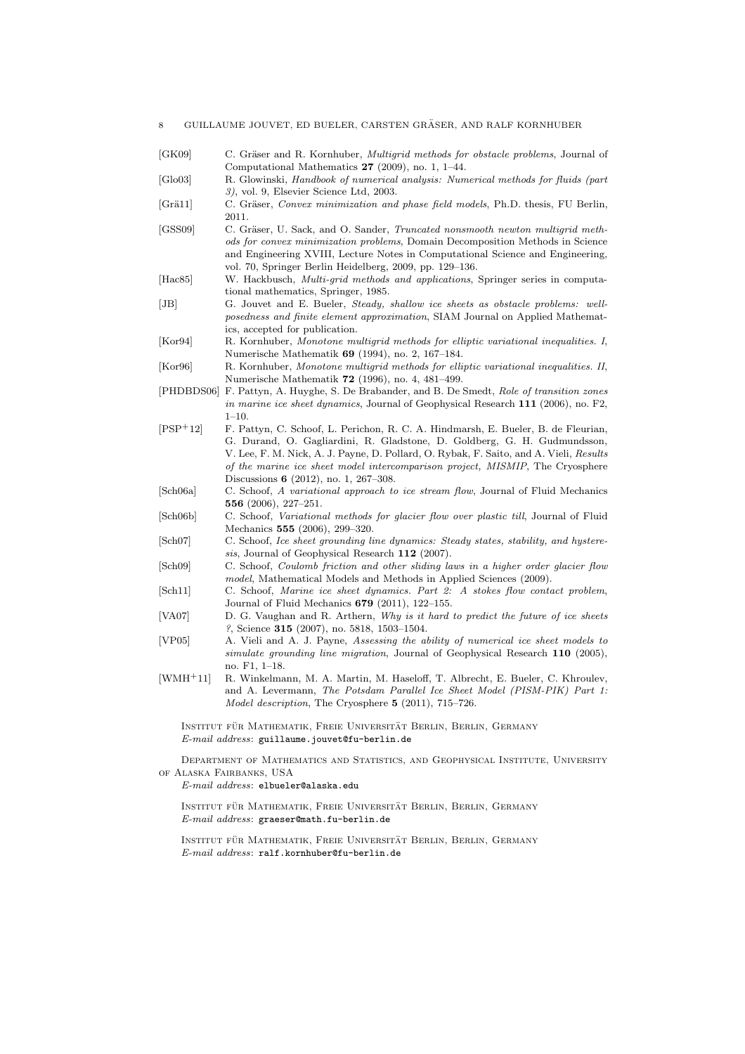[GK09] C. Gräser and R. Kornhuber, *Multigrid methods for obstacle problems*, Journal of Computational Mathematics **27** (2009), no. 1, 1–44.

[Glo03] R. Glowinski, *Handbook of numerical analysis: Numerical methods for fluids (part 3)*, vol. 9, Elsevier Science Ltd, 2003.

[Grä11] C. Gräser, *Convex minimization and phase field models*, Ph.D. thesis, FU Berlin, 2011.

[GSS09] C. Gräser, U. Sack, and O. Sander, *Truncated nonsmooth newton multigrid methods for convex minimization problems*, Domain Decomposition Methods in Science and Engineering XVIII, Lecture Notes in Computational Science and Engineering, vol. 70, Springer Berlin Heidelberg, 2009, pp. 129–136.

[Hac85] W. Hackbusch, *Multi-grid methods and applications*, Springer series in computational mathematics, Springer, 1985.

[JB] G. Jouvet and E. Bueler, *Steady, shallow ice sheets as obstacle problems: well-posedness and finite element approximation*, SIAM Journal on Applied Mathematics, accepted for publication.

[Kor94] R. Kornhuber, *Monotone multigrid methods for elliptic variational inequalities. I*, Numerische Mathematik **69** (1994), no. 2, 167–184.

[Kor96] R. Kornhuber, *Monotone multigrid methods for elliptic variational inequalities. II*, Numerische Mathematik **72** (1996), no. 4, 481–499.

[PHDBDS06] F. Pattyn, A. Huyghe, S. De Brabander, and B. De Smedt, *Role of transition zones in marine ice sheet dynamics*, Journal of Geophysical Research **111** (2006), no. F2, 1–10.

[PSP+12] F. Pattyn, C. Schoof, L. Perichon, R. C. A. Hindmarsh, E. Bueler, B. de Fleurian, G. Durand, O. Gagliardini, R. Gladstone, D. Goldberg, G. H. Gudmundsson, V. Lee, F. M. Nick, A. J. Payne, D. Pollard, O. Rybak, F. Saito, and A. Vieli, *Results of the marine ice sheet model intercomparison project, MISMIP*, The Cryosphere Discussions **6** (2012), no. 1, 267–308.

[Sch06a] C. Schoof, *A variational approach to ice stream flow*, Journal of Fluid Mechanics **556** (2006), 227–251.

[Sch06b] C. Schoof, *Variational methods for glacier flow over plastic till*, Journal of Fluid Mechanics **555** (2006), 299–320.

[Sch07] C. Schoof, *Ice sheet grounding line dynamics: Steady states, stability, and hysteresis*, Journal of Geophysical Research **112** (2007).

[Sch09] C. Schoof, *Coulomb friction and other sliding laws in a higher order glacier flow model*, Mathematical Models and Methods in Applied Sciences (2009).

[Sch11] C. Schoof, *Marine ice sheet dynamics. Part 2: A stokes flow contact problem*, Journal of Fluid Mechanics **679** (2011), 122–155.

[VA07] D. G. Vaughan and R. Arthern, *Why is it hard to predict the future of ice sheets ?*, Science **315** (2007), no. 5818, 1503–1504.

[VP05] A. Vieli and A. J. Payne, *Assessing the ability of numerical ice sheet models to simulate grounding line migration*, Journal of Geophysical Research **110** (2005), no. F1, 1–18.

[WMH+11] R. Winkelmann, M. A. Martin, M. Haseloff, T. Albrecht, E. Bueler, C. Khroulev, and A. Levermann, *The Potsdam Parallel Ice Sheet Model (PISM-PIK) Part 1: Model description*, The Cryosphere **5** (2011), 715–726.

Institut für Mathematik, Freie Universität Berlin, Berlin, Germany
*E-mail address*: guillaume.jouvet@fu-berlin.de

Department of Mathematics and Statistics, and Geophysical Institute, University of Alaska Fairbanks, USA
*E-mail address*: elbueler@alaska.edu

Institut für Mathematik, Freie Universität Berlin, Berlin, Germany
*E-mail address*: graeser@math.fu-berlin.de

Institut für Mathematik, Freie Universität Berlin, Berlin, Germany
*E-mail address*: ralf.kornhuber@fu-berlin.de